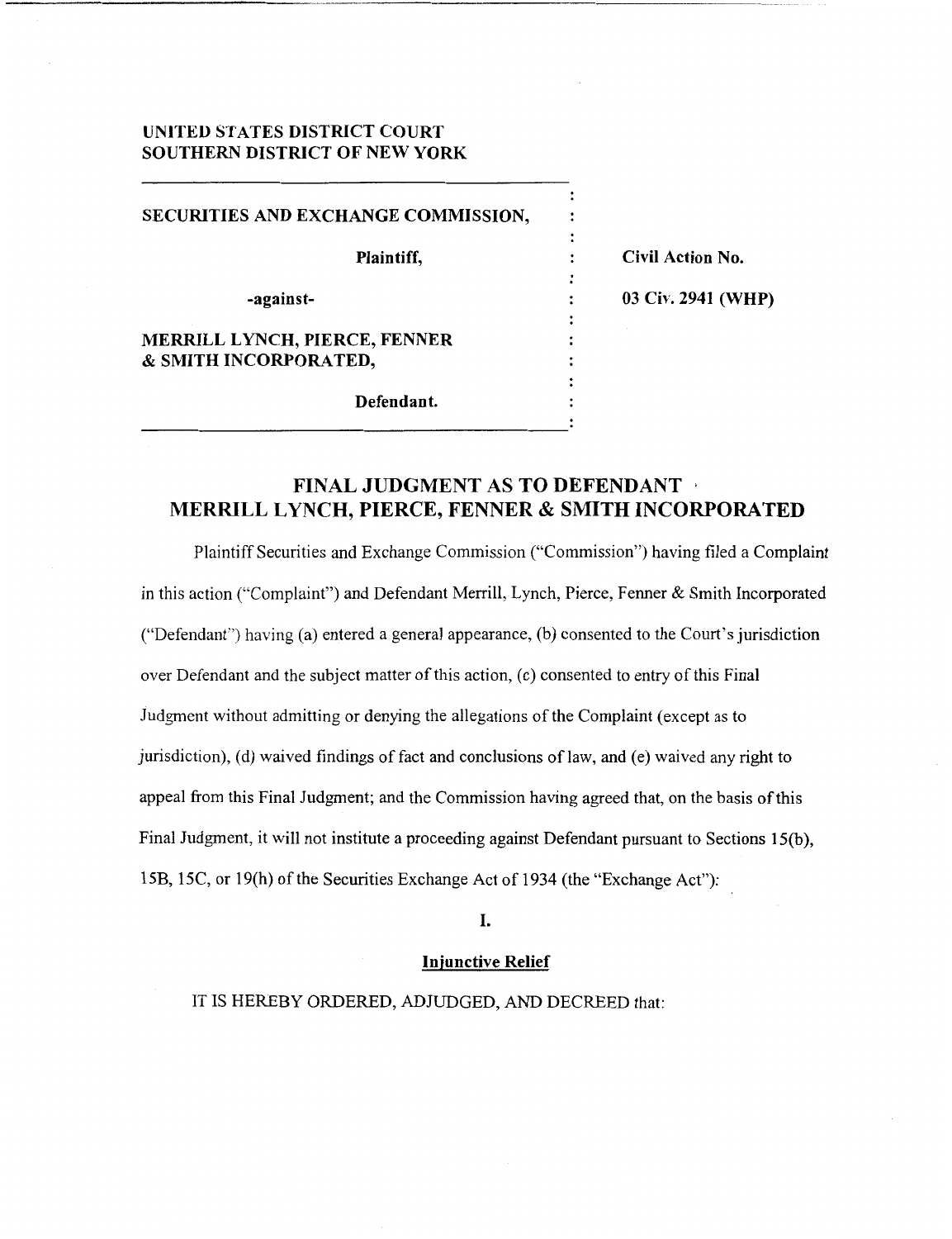UNITED STATES DISTRICT COURT
SOUTHERN DISTRICT OF NEW YORK

| | | |
|---|---|---|
| SECURITIES AND EXCHANGE COMMISSION, | : | |
| Plaintiff, | : | Civil Action No. |
| -against- | : | 03 Civ. 2941 (WHP) |
| MERRILL LYNCH, PIERCE, FENNER & SMITH INCORPORATED, | : | |
| Defendant. | : | |

# FINAL JUDGMENT AS TO DEFENDANT MERRILL LYNCH, PIERCE, FENNER & SMITH INCORPORATED

Plaintiff Securities and Exchange Commission ("Commission") having filed a Complaint in this action ("Complaint") and Defendant Merrill, Lynch, Pierce, Fenner & Smith Incorporated ("Defendant") having (a) entered a general appearance, (b) consented to the Court's jurisdiction over Defendant and the subject matter of this action, (c) consented to entry of this Final Judgment without admitting or denying the allegations of the Complaint (except as to jurisdiction), (d) waived findings of fact and conclusions of law, and (e) waived any right to appeal from this Final Judgment; and the Commission having agreed that, on the basis of this Final Judgment, it will not institute a proceeding against Defendant pursuant to Sections 15(b), 15B, 15C, or 19(h) of the Securities Exchange Act of 1934 (the "Exchange Act"):

## I.

### Injunctive Relief

IT IS HEREBY ORDERED, ADJUDGED, AND DECREED that: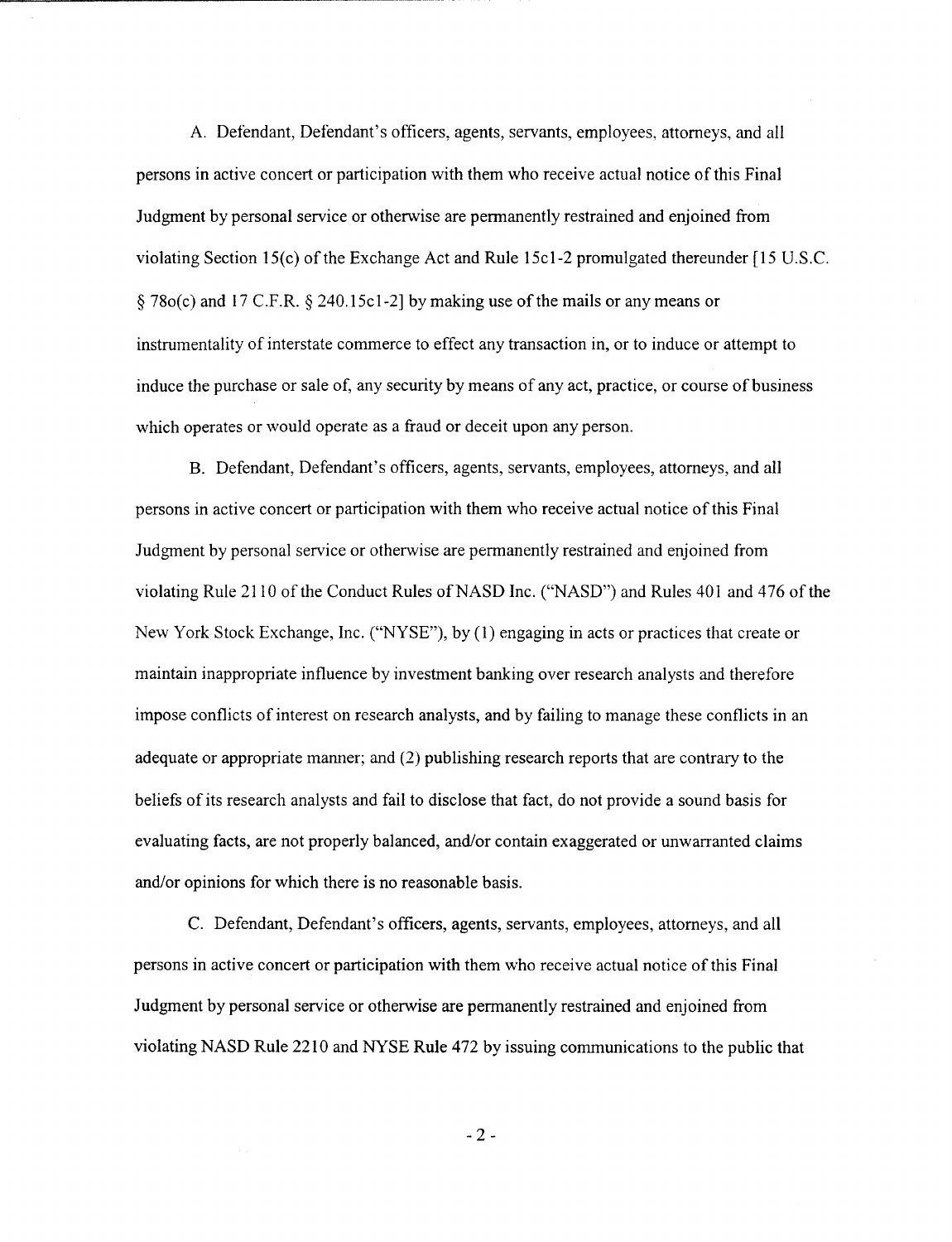A. Defendant, Defendant's officers, agents, servants, employees, attorneys, and all persons in active concert or participation with them who receive actual notice of this Final Judgment by personal service or otherwise are permanently restrained and enjoined from violating Section 15(c) of the Exchange Act and Rule 15c1-2 promulgated thereunder [15 U.S.C. § 78o(c) and 17 C.F.R. § 240.15c1-2] by making use of the mails or any means or instrumentality of interstate commerce to effect any transaction in, or to induce or attempt to induce the purchase or sale of, any security by means of any act, practice, or course of business which operates or would operate as a fraud or deceit upon any person.

B. Defendant, Defendant's officers, agents, servants, employees, attorneys, and all persons in active concert or participation with them who receive actual notice of this Final Judgment by personal service or otherwise are permanently restrained and enjoined from violating Rule 2110 of the Conduct Rules of NASD Inc. ("NASD") and Rules 401 and 476 of the New York Stock Exchange, Inc. ("NYSE"), by (1) engaging in acts or practices that create or maintain inappropriate influence by investment banking over research analysts and therefore impose conflicts of interest on research analysts, and by failing to manage these conflicts in an adequate or appropriate manner; and (2) publishing research reports that are contrary to the beliefs of its research analysts and fail to disclose that fact, do not provide a sound basis for evaluating facts, are not properly balanced, and/or contain exaggerated or unwarranted claims and/or opinions for which there is no reasonable basis.

C. Defendant, Defendant's officers, agents, servants, employees, attorneys, and all persons in active concert or participation with them who receive actual notice of this Final Judgment by personal service or otherwise are permanently restrained and enjoined from violating NASD Rule 2210 and NYSE Rule 472 by issuing communications to the public that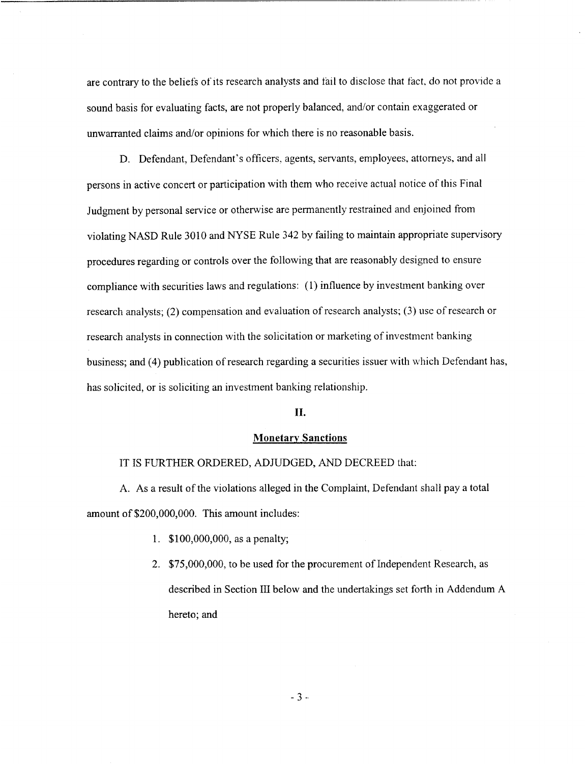are contrary to the beliefs of its research analysts and fail to disclose that fact, do not provide a sound basis for evaluating facts, are not properly balanced, and/or contain exaggerated or unwarranted claims and/or opinions for which there is no reasonable basis.

D. Defendant, Defendant's officers, agents, servants, employees, attorneys, and all persons in active concert or participation with them who receive actual notice of this Final Judgment by personal service or otherwise are permanently restrained and enjoined from violating NASD Rule 3010 and NYSE Rule 342 by failing to maintain appropriate supervisory procedures regarding or controls over the following that are reasonably designed to ensure compliance with securities laws and regulations: (1) influence by investment banking over research analysts; (2) compensation and evaluation of research analysts; (3) use of research or research analysts in connection with the solicitation or marketing of investment banking business; and (4) publication of research regarding a securities issuer with which Defendant has, has solicited, or is soliciting an investment banking relationship.

## II.

## Monetary Sanctions

IT IS FURTHER ORDERED, ADJUDGED, AND DECREED that:

A. As a result of the violations alleged in the Complaint, Defendant shall pay a total amount of $200,000,000. This amount includes:

1. $100,000,000, as a penalty;
2. $75,000,000, to be used for the procurement of Independent Research, as described in Section III below and the undertakings set forth in Addendum A hereto; and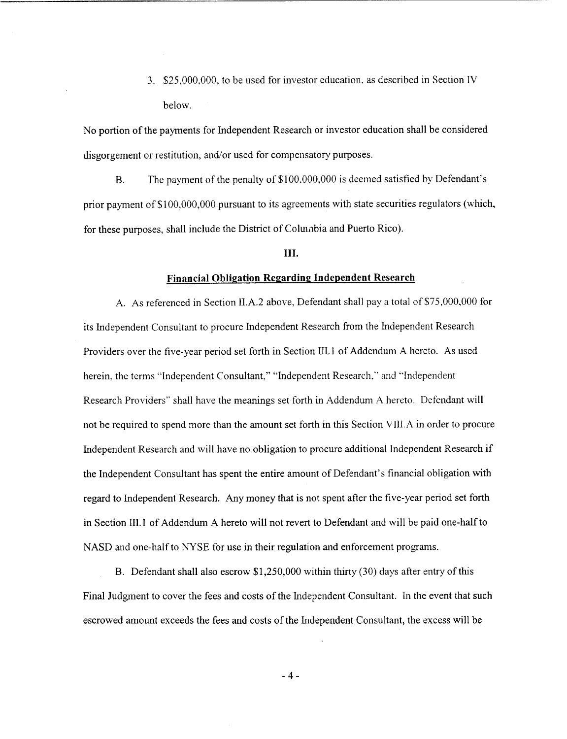3. $25,000,000, to be used for investor education, as described in Section IV below.

No portion of the payments for Independent Research or investor education shall be considered disgorgement or restitution, and/or used for compensatory purposes.

B. The payment of the penalty of $100,000,000 is deemed satisfied by Defendant's prior payment of $100,000,000 pursuant to its agreements with state securities regulators (which, for these purposes, shall include the District of Columbia and Puerto Rico).

## III.

## Financial Obligation Regarding Independent Research

A. As referenced in Section II.A.2 above, Defendant shall pay a total of $75,000,000 for its Independent Consultant to procure Independent Research from the Independent Research Providers over the five-year period set forth in Section III.1 of Addendum A hereto. As used herein, the terms "Independent Consultant," "Independent Research," and "Independent Research Providers" shall have the meanings set forth in Addendum A hereto. Defendant will not be required to spend more than the amount set forth in this Section VIII.A in order to procure Independent Research and will have no obligation to procure additional Independent Research if the Independent Consultant has spent the entire amount of Defendant's financial obligation with regard to Independent Research. Any money that is not spent after the five-year period set forth in Section III.1 of Addendum A hereto will not revert to Defendant and will be paid one-half to NASD and one-half to NYSE for use in their regulation and enforcement programs.

B. Defendant shall also escrow $1,250,000 within thirty (30) days after entry of this Final Judgment to cover the fees and costs of the Independent Consultant. In the event that such escrowed amount exceeds the fees and costs of the Independent Consultant, the excess will be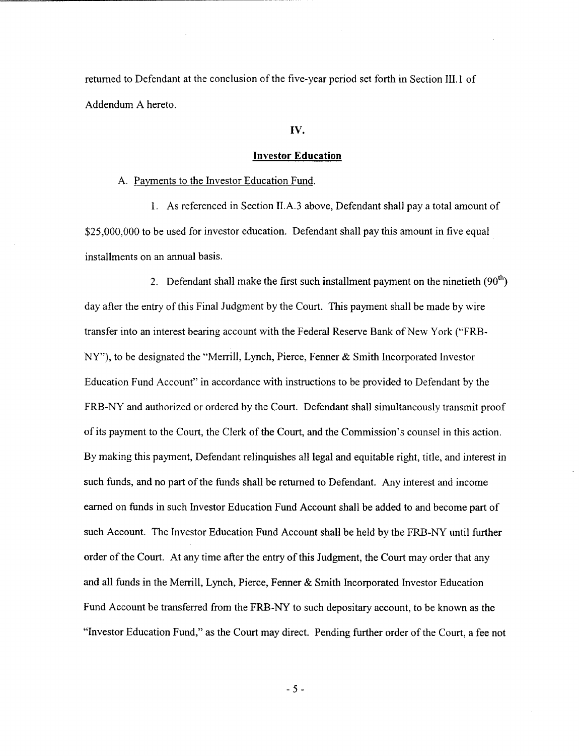returned to Defendant at the conclusion of the five-year period set forth in Section III.1 of Addendum A hereto.

## IV.

## Investor Education

A. Payments to the Investor Education Fund.

1. As referenced in Section II.A.3 above, Defendant shall pay a total amount of \$25,000,000 to be used for investor education. Defendant shall pay this amount in five equal installments on an annual basis.

2. Defendant shall make the first such installment payment on the ninetieth (90th) day after the entry of this Final Judgment by the Court. This payment shall be made by wire transfer into an interest bearing account with the Federal Reserve Bank of New York ("FRB-NY"), to be designated the "Merrill, Lynch, Pierce, Fenner & Smith Incorporated Investor Education Fund Account" in accordance with instructions to be provided to Defendant by the FRB-NY and authorized or ordered by the Court. Defendant shall simultaneously transmit proof of its payment to the Court, the Clerk of the Court, and the Commission's counsel in this action. By making this payment, Defendant relinquishes all legal and equitable right, title, and interest in such funds, and no part of the funds shall be returned to Defendant. Any interest and income earned on funds in such Investor Education Fund Account shall be added to and become part of such Account. The Investor Education Fund Account shall be held by the FRB-NY until further order of the Court. At any time after the entry of this Judgment, the Court may order that any and all funds in the Merrill, Lynch, Pierce, Fenner & Smith Incorporated Investor Education Fund Account be transferred from the FRB-NY to such depositary account, to be known as the "Investor Education Fund," as the Court may direct. Pending further order of the Court, a fee not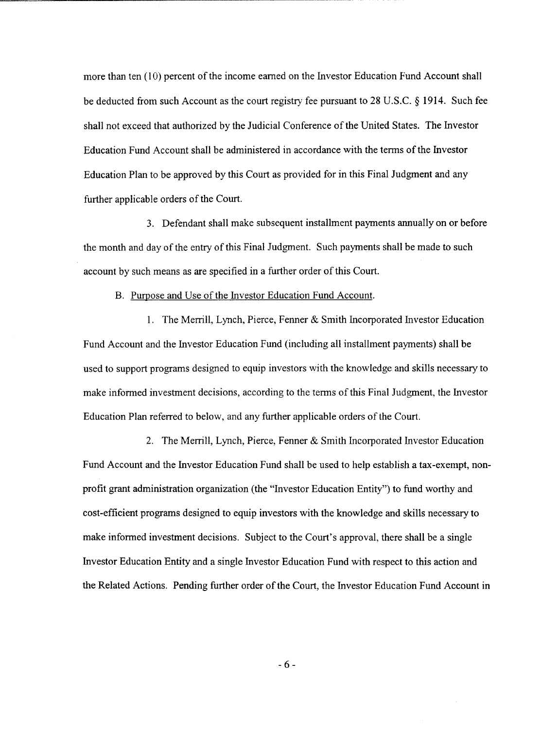more than ten (10) percent of the income earned on the Investor Education Fund Account shall be deducted from such Account as the court registry fee pursuant to 28 U.S.C. § 1914. Such fee shall not exceed that authorized by the Judicial Conference of the United States. The Investor Education Fund Account shall be administered in accordance with the terms of the Investor Education Plan to be approved by this Court as provided for in this Final Judgment and any further applicable orders of the Court.

3. Defendant shall make subsequent installment payments annually on or before the month and day of the entry of this Final Judgment. Such payments shall be made to such account by such means as are specified in a further order of this Court.

B. Purpose and Use of the Investor Education Fund Account.

1. The Merrill, Lynch, Pierce, Fenner & Smith Incorporated Investor Education Fund Account and the Investor Education Fund (including all installment payments) shall be used to support programs designed to equip investors with the knowledge and skills necessary to make informed investment decisions, according to the terms of this Final Judgment, the Investor Education Plan referred to below, and any further applicable orders of the Court.

2. The Merrill, Lynch, Pierce, Fenner & Smith Incorporated Investor Education Fund Account and the Investor Education Fund shall be used to help establish a tax-exempt, non-profit grant administration organization (the "Investor Education Entity") to fund worthy and cost-efficient programs designed to equip investors with the knowledge and skills necessary to make informed investment decisions. Subject to the Court's approval, there shall be a single Investor Education Entity and a single Investor Education Fund with respect to this action and the Related Actions. Pending further order of the Court, the Investor Education Fund Account in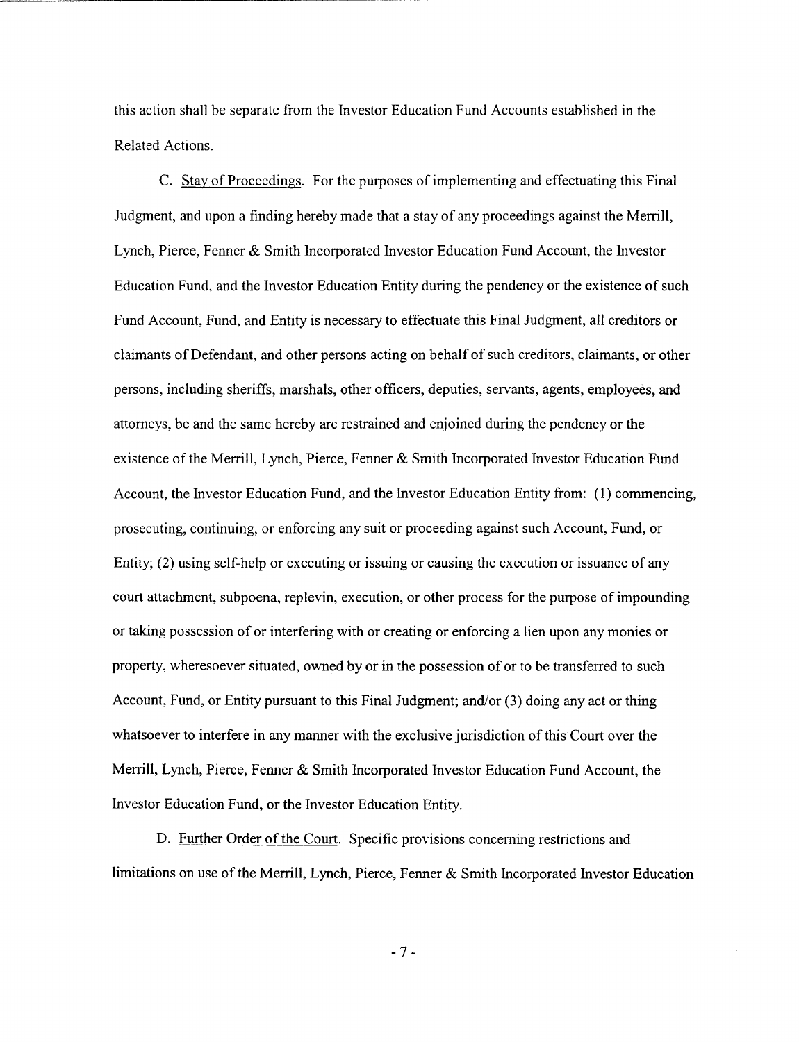this action shall be separate from the Investor Education Fund Accounts established in the Related Actions.

C. Stay of Proceedings. For the purposes of implementing and effectuating this Final Judgment, and upon a finding hereby made that a stay of any proceedings against the Merrill, Lynch, Pierce, Fenner & Smith Incorporated Investor Education Fund Account, the Investor Education Fund, and the Investor Education Entity during the pendency or the existence of such Fund Account, Fund, and Entity is necessary to effectuate this Final Judgment, all creditors or claimants of Defendant, and other persons acting on behalf of such creditors, claimants, or other persons, including sheriffs, marshals, other officers, deputies, servants, agents, employees, and attorneys, be and the same hereby are restrained and enjoined during the pendency or the existence of the Merrill, Lynch, Pierce, Fenner & Smith Incorporated Investor Education Fund Account, the Investor Education Fund, and the Investor Education Entity from: (1) commencing, prosecuting, continuing, or enforcing any suit or proceeding against such Account, Fund, or Entity; (2) using self-help or executing or issuing or causing the execution or issuance of any court attachment, subpoena, replevin, execution, or other process for the purpose of impounding or taking possession of or interfering with or creating or enforcing a lien upon any monies or property, wheresoever situated, owned by or in the possession of or to be transferred to such Account, Fund, or Entity pursuant to this Final Judgment; and/or (3) doing any act or thing whatsoever to interfere in any manner with the exclusive jurisdiction of this Court over the Merrill, Lynch, Pierce, Fenner & Smith Incorporated Investor Education Fund Account, the Investor Education Fund, or the Investor Education Entity.

D. Further Order of the Court. Specific provisions concerning restrictions and limitations on use of the Merrill, Lynch, Pierce, Fenner & Smith Incorporated Investor Education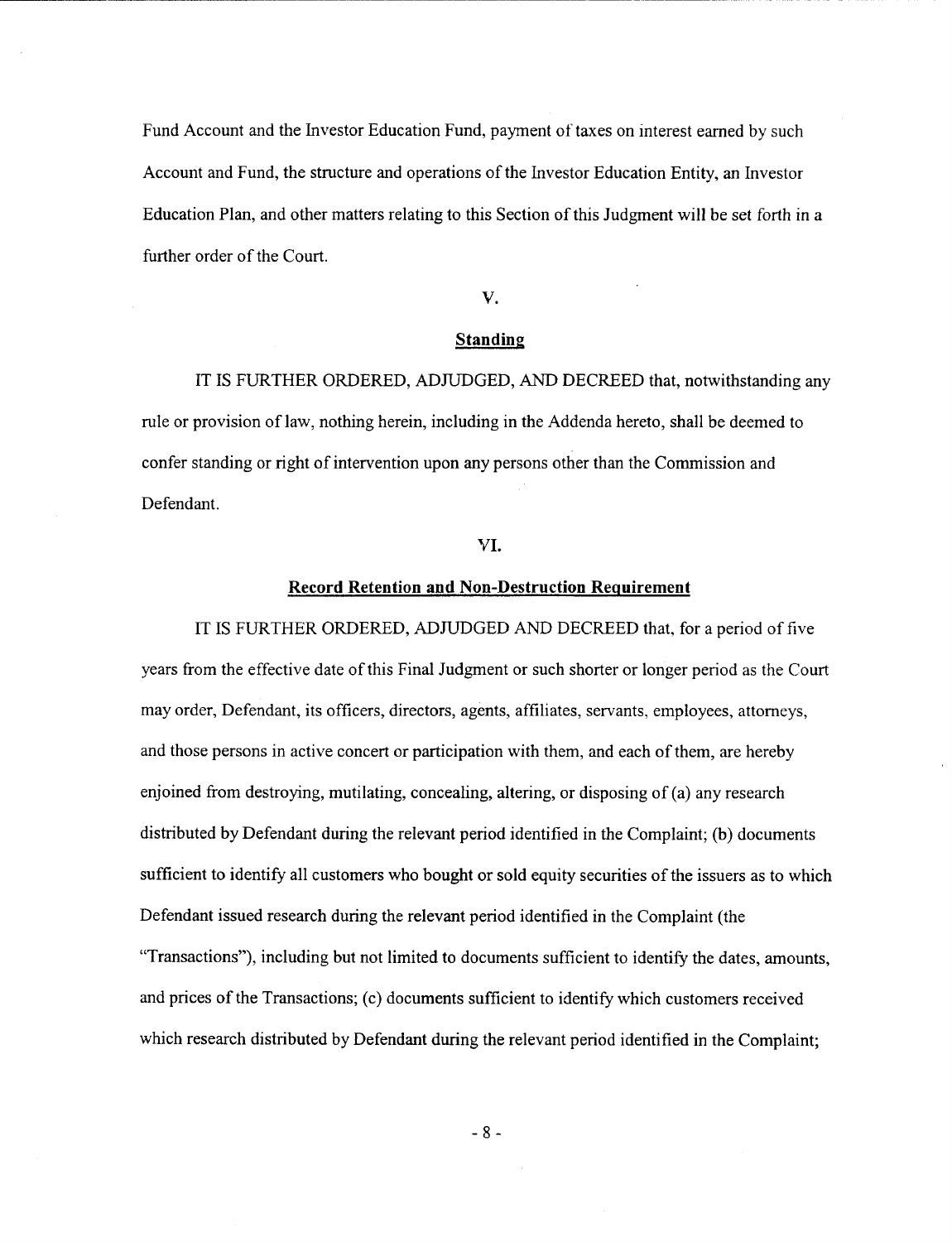Fund Account and the Investor Education Fund, payment of taxes on interest earned by such Account and Fund, the structure and operations of the Investor Education Entity, an Investor Education Plan, and other matters relating to this Section of this Judgment will be set forth in a further order of the Court.

## V.

## Standing

IT IS FURTHER ORDERED, ADJUDGED, AND DECREED that, notwithstanding any rule or provision of law, nothing herein, including in the Addenda hereto, shall be deemed to confer standing or right of intervention upon any persons other than the Commission and Defendant.

## VI.

## Record Retention and Non-Destruction Requirement

IT IS FURTHER ORDERED, ADJUDGED AND DECREED that, for a period of five years from the effective date of this Final Judgment or such shorter or longer period as the Court may order, Defendant, its officers, directors, agents, affiliates, servants, employees, attorneys, and those persons in active concert or participation with them, and each of them, are hereby enjoined from destroying, mutilating, concealing, altering, or disposing of (a) any research distributed by Defendant during the relevant period identified in the Complaint; (b) documents sufficient to identify all customers who bought or sold equity securities of the issuers as to which Defendant issued research during the relevant period identified in the Complaint (the "Transactions"), including but not limited to documents sufficient to identify the dates, amounts, and prices of the Transactions; (c) documents sufficient to identify which customers received which research distributed by Defendant during the relevant period identified in the Complaint;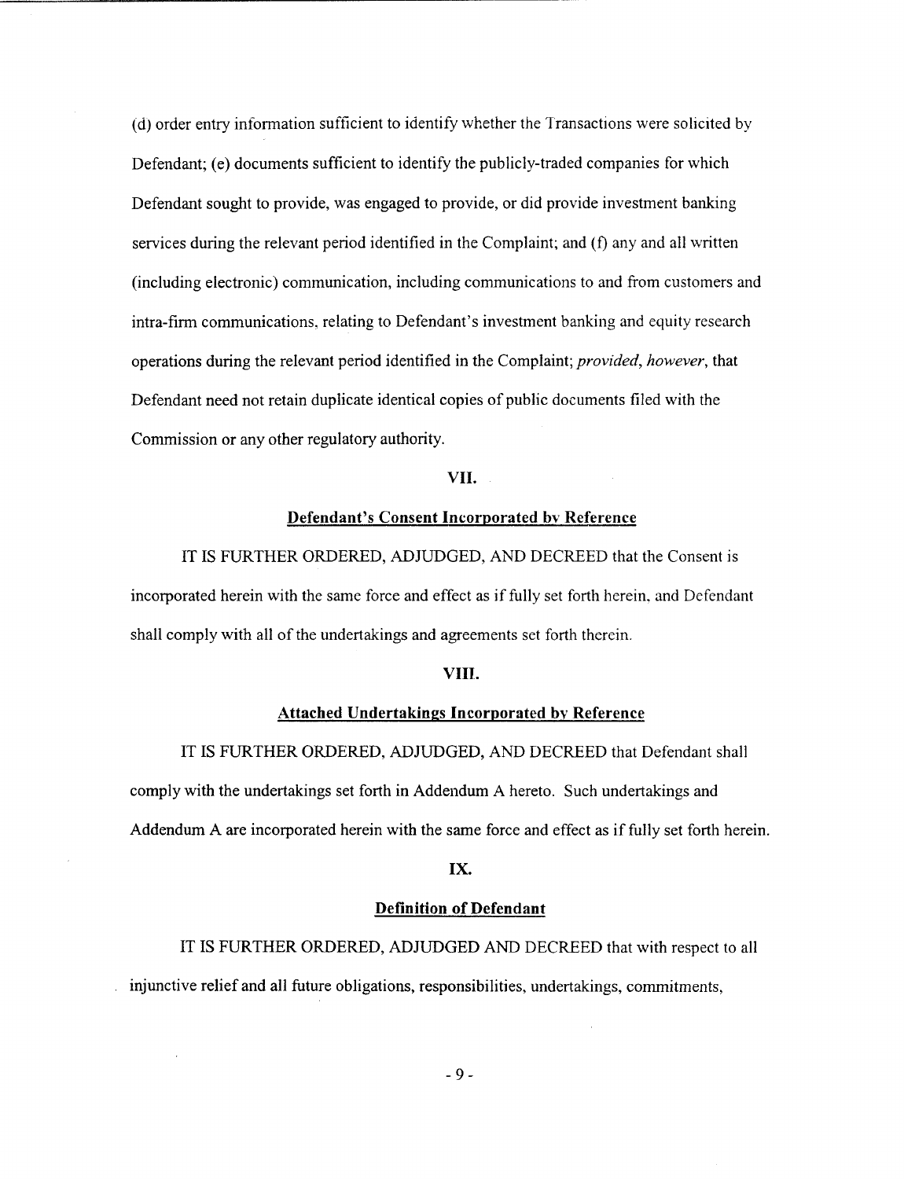(d) order entry information sufficient to identify whether the Transactions were solicited by Defendant; (e) documents sufficient to identify the publicly-traded companies for which Defendant sought to provide, was engaged to provide, or did provide investment banking services during the relevant period identified in the Complaint; and (f) any and all written (including electronic) communication, including communications to and from customers and intra-firm communications, relating to Defendant's investment banking and equity research operations during the relevant period identified in the Complaint; *provided*, *however*, that Defendant need not retain duplicate identical copies of public documents filed with the Commission or any other regulatory authority.

## VII.

## Defendant's Consent Incorporated by Reference

IT IS FURTHER ORDERED, ADJUDGED, AND DECREED that the Consent is incorporated herein with the same force and effect as if fully set forth herein, and Defendant shall comply with all of the undertakings and agreements set forth therein.

## VIII.

## Attached Undertakings Incorporated by Reference

IT IS FURTHER ORDERED, ADJUDGED, AND DECREED that Defendant shall comply with the undertakings set forth in Addendum A hereto. Such undertakings and Addendum A are incorporated herein with the same force and effect as if fully set forth herein.

## IX.

## Definition of Defendant

IT IS FURTHER ORDERED, ADJUDGED AND DECREED that with respect to all injunctive relief and all future obligations, responsibilities, undertakings, commitments,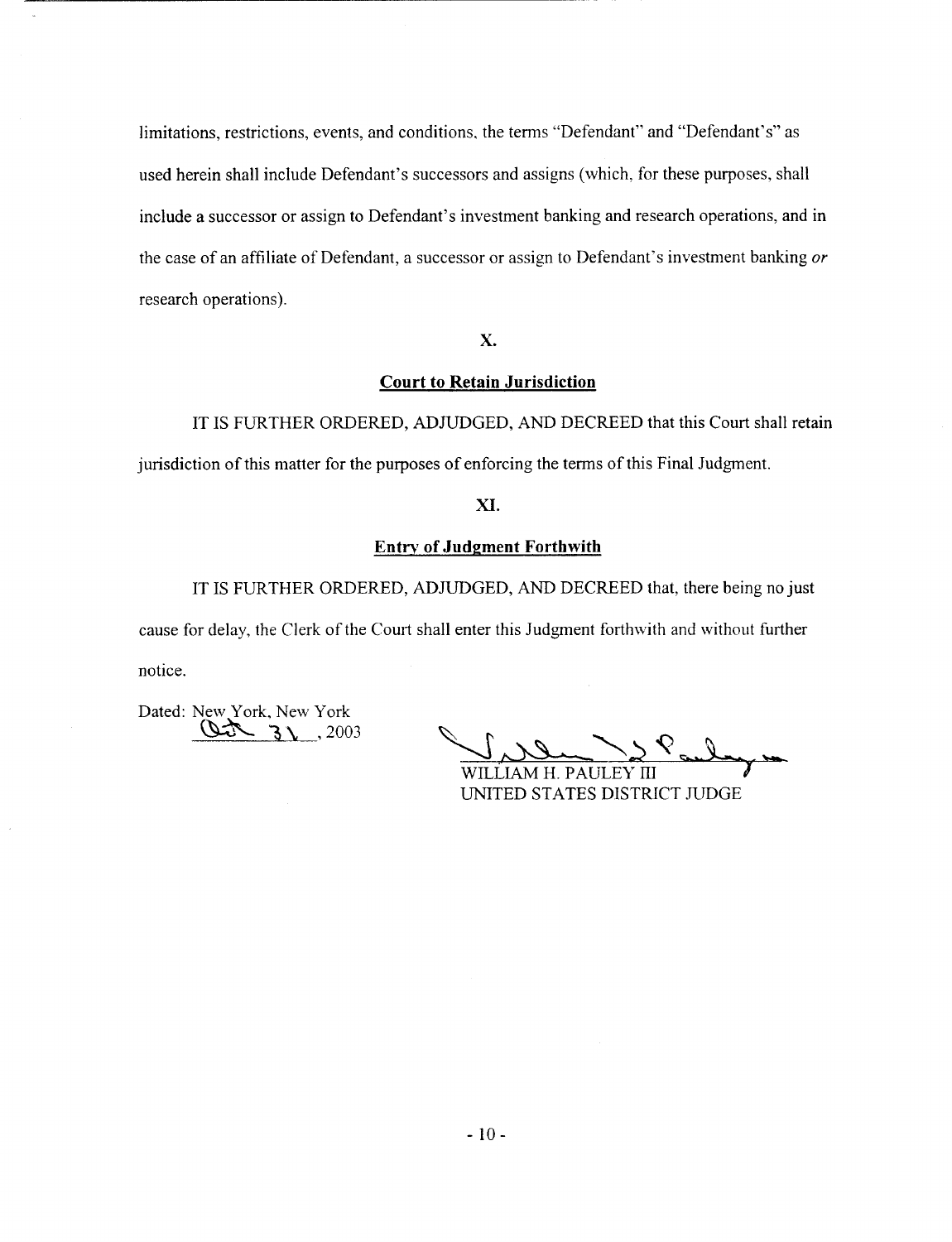limitations, restrictions, events, and conditions, the terms "Defendant" and "Defendant's" as used herein shall include Defendant's successors and assigns (which, for these purposes, shall include a successor or assign to Defendant's investment banking and research operations, and in the case of an affiliate of Defendant, a successor or assign to Defendant's investment banking *or* research operations).

## X.

## Court to Retain Jurisdiction

IT IS FURTHER ORDERED, ADJUDGED, AND DECREED that this Court shall retain jurisdiction of this matter for the purposes of enforcing the terms of this Final Judgment.

## XI.

## Entry of Judgment Forthwith

IT IS FURTHER ORDERED, ADJUDGED, AND DECREED that, there being no just cause for delay, the Clerk of the Court shall enter this Judgment forthwith and without further notice.

Dated: New York, New York
Oct 31, 2003

WILLIAM H. PAULEY III
UNITED STATES DISTRICT JUDGE